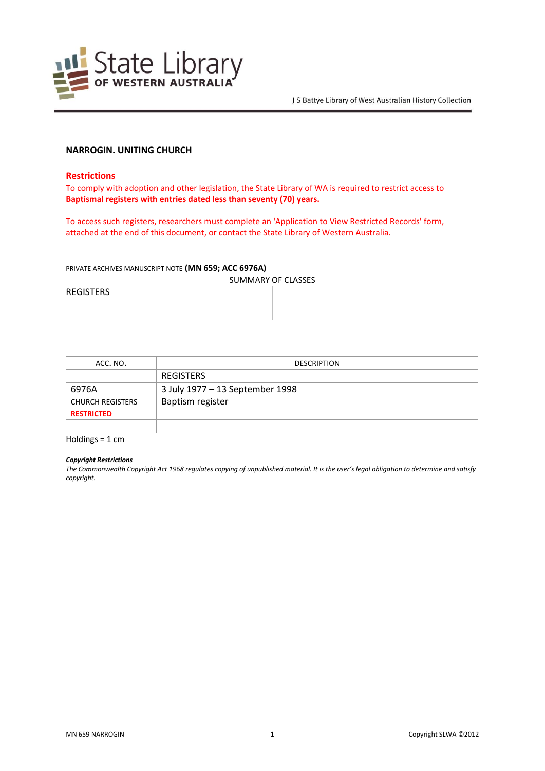J S Battye Library of West Australian History Collection

# NARROGIN. UNITING CHURCH

## Restrictions

To comply with adoption and other legislation, the State Library of WA is required to restrict access to **Baptismal registers with entries dated less than seventy (70) years.**

To access such registers, researchers must complete an 'Application to View Restricted Records' form, attached at the end of this document, or contact the State Library of Western Australia.

PRIVATE ARCHIVES MANUSCRIPT NOTE **(MN 659; ACC 6976A)**

| SUMMARY OF CLASSES | |
|---|---|
| REGISTERS | |

| ACC. NO. | DESCRIPTION |
|---|---|
| | REGISTERS |
| 6976A<br>CHURCH REGISTERS<br>**RESTRICTED** | 3 July 1977 – 13 September 1998<br>Baptism register |
| | |

Holdings = 1 cm

***Copyright Restrictions***

*The Commonwealth Copyright Act 1968 regulates copying of unpublished material. It is the user's legal obligation to determine and satisfy copyright.*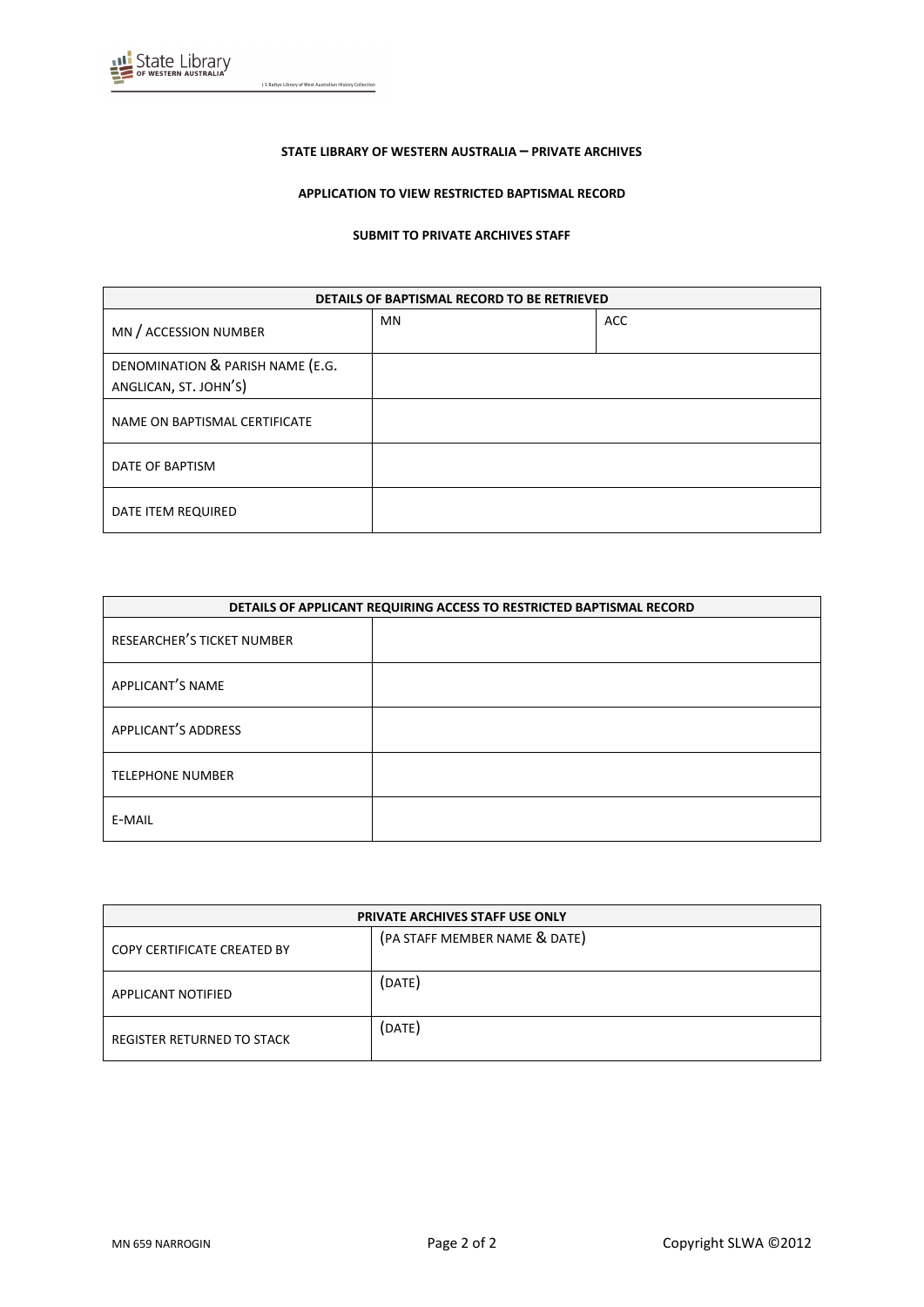**STATE LIBRARY OF WESTERN AUSTRALIA – PRIVATE ARCHIVES**

**APPLICATION TO VIEW RESTRICTED BAPTISMAL RECORD**

**SUBMIT TO PRIVATE ARCHIVES STAFF**

| DETAILS OF BAPTISMAL RECORD TO BE RETRIEVED | | |
|---|---|---|
| MN / ACCESSION NUMBER | MN | ACC |
| DENOMINATION & PARISH NAME (E.G. ANGLICAN, ST. JOHN'S) | | |
| NAME ON BAPTISMAL CERTIFICATE | | |
| DATE OF BAPTISM | | |
| DATE ITEM REQUIRED | | |

| DETAILS OF APPLICANT REQUIRING ACCESS TO RESTRICTED BAPTISMAL RECORD | |
|---|---|
| RESEARCHER'S TICKET NUMBER | |
| APPLICANT'S NAME | |
| APPLICANT'S ADDRESS | |
| TELEPHONE NUMBER | |
| E-MAIL | |

| PRIVATE ARCHIVES STAFF USE ONLY | |
|---|---|
| COPY CERTIFICATE CREATED BY | (PA STAFF MEMBER NAME & DATE) |
| APPLICANT NOTIFIED | (DATE) |
| REGISTER RETURNED TO STACK | (DATE) |